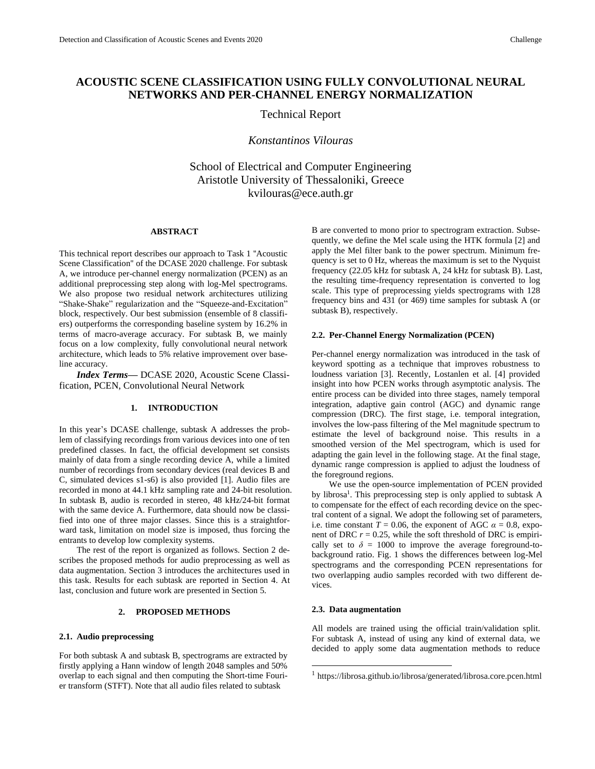// Title

# ACOUSTIC SCENE CLASSIFICATION USING FULLY CONVOLUTIONAL NEURAL NETWORKS AND PER-CHANNEL ENERGY NORMALIZATION

Technical Report

*Konstantinos Vilouras*

School of Electrical and Computer Engineering
Aristotle University of Thessaloniki, Greece
kvilouras@ece.auth.gr

## ABSTRACT

This technical report describes our approach to Task 1 "Acoustic Scene Classification" of the DCASE 2020 challenge. For subtask A, we introduce per-channel energy normalization (PCEN) as an additional preprocessing step along with log-Mel spectrograms. We also propose two residual network architectures utilizing "Shake-Shake" regularization and the "Squeeze-and-Excitation" block, respectively. Our best submission (ensemble of 8 classifiers) outperforms the corresponding baseline system by 16.2% in terms of macro-average accuracy. For subtask B, we mainly focus on a low complexity, fully convolutional neural network architecture, which leads to 5% relative improvement over baseline accuracy.

***Index Terms*—** DCASE 2020, Acoustic Scene Classification, PCEN, Convolutional Neural Network

## 1. INTRODUCTION

In this year's DCASE challenge, subtask A addresses the problem of classifying recordings from various devices into one of ten predefined classes. In fact, the official development set consists mainly of data from a single recording device A, while a limited number of recordings from secondary devices (real devices B and C, simulated devices s1-s6) is also provided [1]. Audio files are recorded in mono at 44.1 kHz sampling rate and 24-bit resolution. In subtask B, audio is recorded in stereo, 48 kHz/24-bit format with the same device A. Furthermore, data should now be classified into one of three major classes. Since this is a straightforward task, limitation on model size is imposed, thus forcing the entrants to develop low complexity systems.

The rest of the report is organized as follows. Section 2 describes the proposed methods for audio preprocessing as well as data augmentation. Section 3 introduces the architectures used in this task. Results for each subtask are reported in Section 4. At last, conclusion and future work are presented in Section 5.

## 2. PROPOSED METHODS

### 2.1. Audio preprocessing

For both subtask A and subtask B, spectrograms are extracted by firstly applying a Hann window of length 2048 samples and 50% overlap to each signal and then computing the Short-time Fourier transform (STFT). Note that all audio files related to subtask B are converted to mono prior to spectrogram extraction. Subsequently, we define the Mel scale using the HTK formula [2] and apply the Mel filter bank to the power spectrum. Minimum frequency is set to 0 Hz, whereas the maximum is set to the Nyquist frequency (22.05 kHz for subtask A, 24 kHz for subtask B). Last, the resulting time-frequency representation is converted to log scale. This type of preprocessing yields spectrograms with 128 frequency bins and 431 (or 469) time samples for subtask A (or subtask B), respectively.

### 2.2. Per-Channel Energy Normalization (PCEN)

Per-channel energy normalization was introduced in the task of keyword spotting as a technique that improves robustness to loudness variation [3]. Recently, Lostanlen et al. [4] provided insight into how PCEN works through asymptotic analysis. The entire process can be divided into three stages, namely temporal integration, adaptive gain control (AGC) and dynamic range compression (DRC). The first stage, i.e. temporal integration, involves the low-pass filtering of the Mel magnitude spectrum to estimate the level of background noise. This results in a smoothed version of the Mel spectrogram, which is used for adapting the gain level in the following stage. At the final stage, dynamic range compression is applied to adjust the loudness of the foreground regions.

We use the open-source implementation of PCEN provided by librosa[1]. This preprocessing step is only applied to subtask A to compensate for the effect of each recording device on the spectral content of a signal. We adopt the following set of parameters, i.e. time constant $T = 0.06$, the exponent of AGC $\alpha = 0.8$, exponent of DRC $r = 0.25$, while the soft threshold of DRC is empirically set to $\delta = 1000$ to improve the average foreground-to-background ratio. Fig. 1 shows the differences between log-Mel spectrograms and the corresponding PCEN representations for two overlapping audio samples recorded with two different devices.

### 2.3. Data augmentation

All models are trained using the official train/validation split. For subtask A, instead of using any kind of external data, we decided to apply some data augmentation methods to reduce

[1] https://librosa.github.io/librosa/generated/librosa.core.pcen.html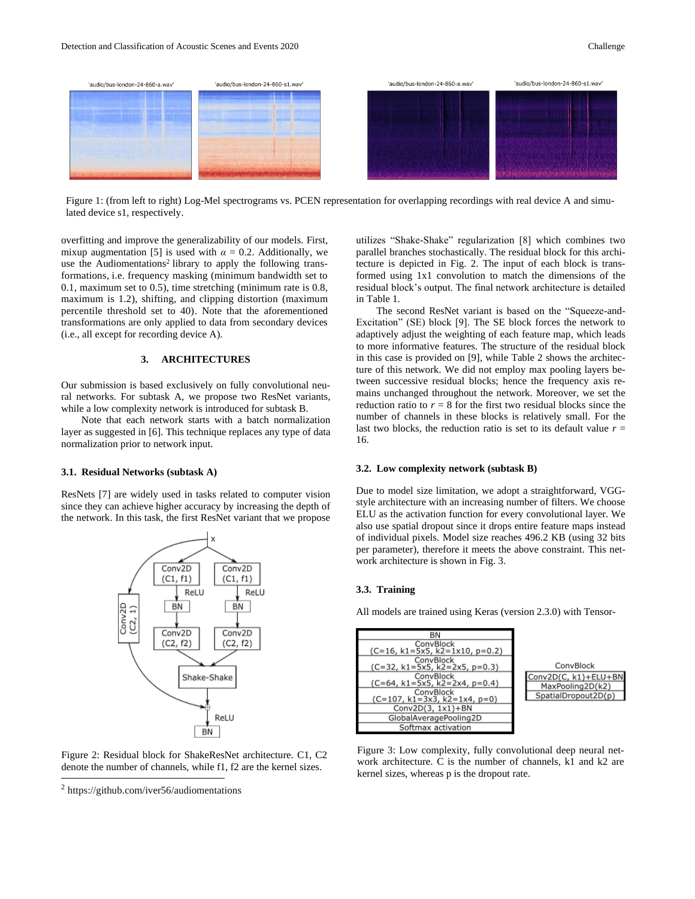Figure 1: (from left to right) Log-Mel spectrograms vs. PCEN representation for overlapping recordings with real device A and simulated device s1, respectively.

overfitting and improve the generalizability of our models. First, mixup augmentation [5] is used with $\alpha = 0.2$. Additionally, we use the Audiomentations[2] library to apply the following transformations, i.e. frequency masking (minimum bandwidth set to 0.1, maximum set to 0.5), time stretching (minimum rate is 0.8, maximum is 1.2), shifting, and clipping distortion (maximum percentile threshold set to 40). Note that the aforementioned transformations are only applied to data from secondary devices (i.e., all except for recording device A).

## 3. ARCHITECTURES

Our submission is based exclusively on fully convolutional neural networks. For subtask A, we propose two ResNet variants, while a low complexity network is introduced for subtask B.

Note that each network starts with a batch normalization layer as suggested in [6]. This technique replaces any type of data normalization prior to network input.

### 3.1. Residual Networks (subtask A)

ResNets [7] are widely used in tasks related to computer vision since they can achieve higher accuracy by increasing the depth of the network. In this task, the first ResNet variant that we propose utilizes "Shake-Shake" regularization [8] which combines two parallel branches stochastically. The residual block for this architecture is depicted in Fig. 2. The input of each block is transformed using 1x1 convolution to match the dimensions of the residual block's output. The final network architecture is detailed in Table 1.

Figure 2: Residual block for ShakeResNet architecture. C1, C2 denote the number of channels, while f1, f2 are the kernel sizes.

The second ResNet variant is based on the "Squeeze-and-Excitation" (SE) block [9]. The SE block forces the network to adaptively adjust the weighting of each feature map, which leads to more informative features. The structure of the residual block in this case is provided on [9], while Table 2 shows the architecture of this network. We did not employ max pooling layers between successive residual blocks; hence the frequency axis remains unchanged throughout the network. Moreover, we set the reduction ratio to $r = 8$ for the first two residual blocks since the number of channels in these blocks is relatively small. For the last two blocks, the reduction ratio is set to its default value $r = 16$.

### 3.2. Low complexity network (subtask B)

Due to model size limitation, we adopt a straightforward, VGG-style architecture with an increasing number of filters. We choose ELU as the activation function for every convolutional layer. We also use spatial dropout since it drops entire feature maps instead of individual pixels. Model size reaches 496.2 KB (using 32 bits per parameter), therefore it meets the above constraint. This network architecture is shown in Fig. 3.

### 3.3. Training

All models are trained using Keras (version 2.3.0) with Tensor-

| Layer |
|---|
| BN |
| ConvBlock (C=16, k1=5x5, k2=1x10, p=0.2) |
| ConvBlock (C=32, k1=5x5, k2=2x5, p=0.3) |
| ConvBlock (C=64, k1=5x5, k2=2x4, p=0.4) |
| ConvBlock (C=107, k1=3x3, k2=1x4, p=0) |
| Conv2D(3, 1x1)+BN |
| GlobalAveragePooling2D |
| Softmax activation |

| ConvBlock |
|---|
| Conv2D(C, k1)+ELU+BN |
| MaxPooling2D(k2) |
| SpatialDropout2D(p) |

Figure 3: Low complexity, fully convolutional deep neural network architecture. C is the number of channels, k1 and k2 are kernel sizes, whereas p is the dropout rate.

[2] https://github.com/iver56/audiomentations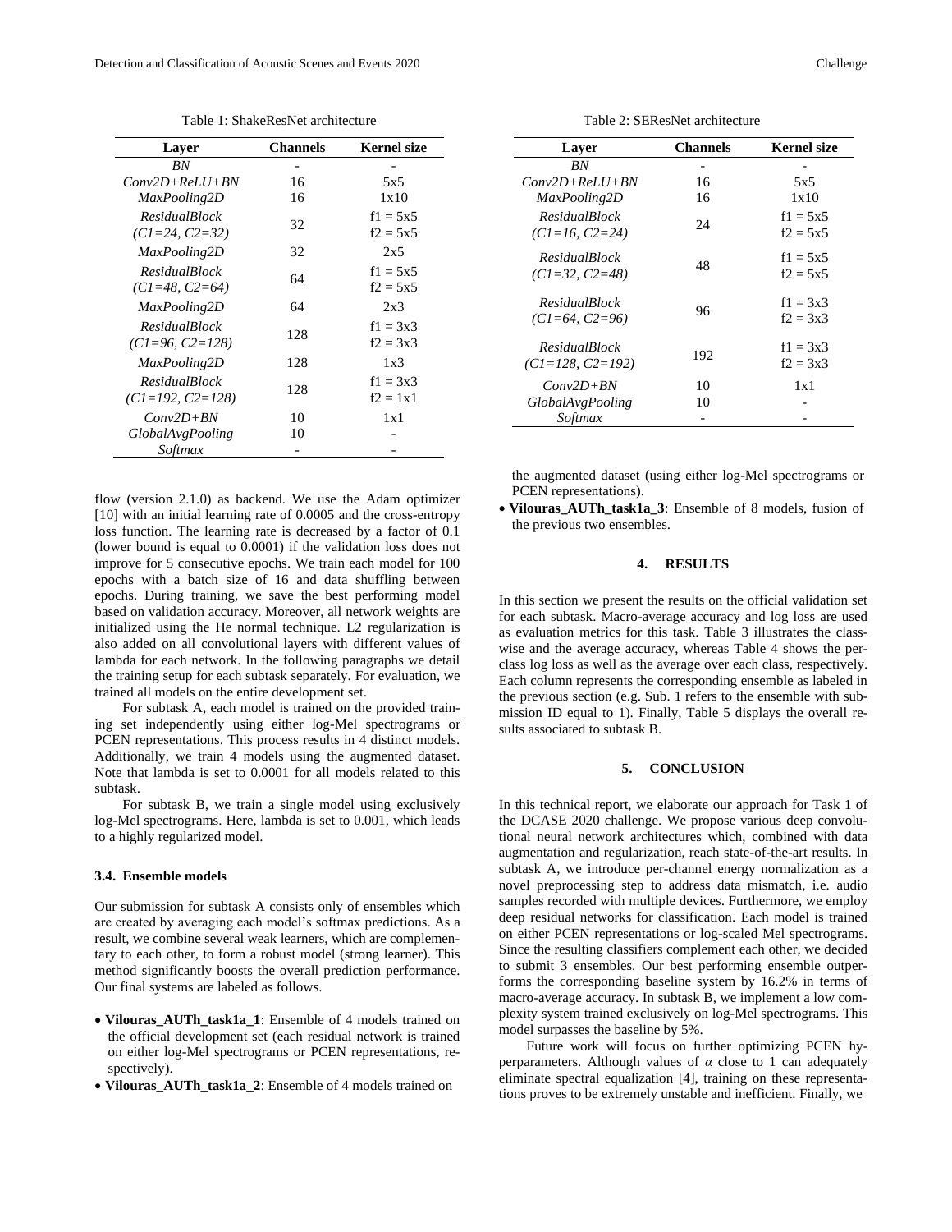Table 1: ShakeResNet architecture

| Layer | Channels | Kernel size |
|---|---|---|
| *BN* | - | - |
| *Conv2D+ReLU+BN* | 16 | 5x5 |
| *MaxPooling2D* | 16 | 1x10 |
| *ResidualBlock (C1=24, C2=32)* | 32 | f1 = 5x5<br>f2 = 5x5 |
| *MaxPooling2D* | 32 | 2x5 |
| *ResidualBlock (C1=48, C2=64)* | 64 | f1 = 5x5<br>f2 = 5x5 |
| *MaxPooling2D* | 64 | 2x3 |
| *ResidualBlock (C1=96, C2=128)* | 128 | f1 = 3x3<br>f2 = 3x3 |
| *MaxPooling2D* | 128 | 1x3 |
| *ResidualBlock (C1=192, C2=128)* | 128 | f1 = 3x3<br>f2 = 1x1 |
| *Conv2D+BN* | 10 | 1x1 |
| *GlobalAvgPooling* | 10 | - |
| *Softmax* | - | - |

Table 2: SEResNet architecture

| Layer | Channels | Kernel size |
|---|---|---|
| *BN* | - | - |
| *Conv2D+ReLU+BN* | 16 | 5x5 |
| *MaxPooling2D* | 16 | 1x10 |
| *ResidualBlock (C1=16, C2=24)* | 24 | f1 = 5x5<br>f2 = 5x5 |
| *ResidualBlock (C1=32, C2=48)* | 48 | f1 = 5x5<br>f2 = 5x5 |
| *ResidualBlock (C1=64, C2=96)* | 96 | f1 = 3x3<br>f2 = 3x3 |
| *ResidualBlock (C1=128, C2=192)* | 192 | f1 = 3x3<br>f2 = 3x3 |
| *Conv2D+BN* | 10 | 1x1 |
| *GlobalAvgPooling* | 10 | - |
| *Softmax* | - | - |

flow (version 2.1.0) as backend. We use the Adam optimizer [10] with an initial learning rate of 0.0005 and the cross-entropy loss function. The learning rate is decreased by a factor of 0.1 (lower bound is equal to 0.0001) if the validation loss does not improve for 5 consecutive epochs. We train each model for 100 epochs with a batch size of 16 and data shuffling between epochs. During training, we save the best performing model based on validation accuracy. Moreover, all network weights are initialized using the He normal technique. L2 regularization is also added on all convolutional layers with different values of lambda for each network. In the following paragraphs we detail the training setup for each subtask separately. For evaluation, we trained all models on the entire development set.

For subtask A, each model is trained on the provided training set independently using either log-Mel spectrograms or PCEN representations. This process results in 4 distinct models. Additionally, we train 4 models using the augmented dataset. Note that lambda is set to 0.0001 for all models related to this subtask.

For subtask B, we train a single model using exclusively log-Mel spectrograms. Here, lambda is set to 0.001, which leads to a highly regularized model.

### 3.4. Ensemble models

Our submission for subtask A consists only of ensembles which are created by averaging each model's softmax predictions. As a result, we combine several weak learners, which are complementary to each other, to form a robust model (strong learner). This method significantly boosts the overall prediction performance. Our final systems are labeled as follows.

- **Vilouras_AUTh_task1a_1**: Ensemble of 4 models trained on the official development set (each residual network is trained on either log-Mel spectrograms or PCEN representations, respectively).
- **Vilouras_AUTh_task1a_2**: Ensemble of 4 models trained on the augmented dataset (using either log-Mel spectrograms or PCEN representations).
- **Vilouras_AUTh_task1a_3**: Ensemble of 8 models, fusion of the previous two ensembles.

## 4. RESULTS

In this section we present the results on the official validation set for each subtask. Macro-average accuracy and log loss are used as evaluation metrics for this task. Table 3 illustrates the class-wise and the average accuracy, whereas Table 4 shows the per-class log loss as well as the average over each class, respectively. Each column represents the corresponding ensemble as labeled in the previous section (e.g. Sub. 1 refers to the ensemble with submission ID equal to 1). Finally, Table 5 displays the overall results associated to subtask B.

## 5. CONCLUSION

In this technical report, we elaborate our approach for Task 1 of the DCASE 2020 challenge. We propose various deep convolutional neural network architectures which, combined with data augmentation and regularization, reach state-of-the-art results. In subtask A, we introduce per-channel energy normalization as a novel preprocessing step to address data mismatch, i.e. audio samples recorded with multiple devices. Furthermore, we employ deep residual networks for classification. Each model is trained on either PCEN representations or log-scaled Mel spectrograms. Since the resulting classifiers complement each other, we decided to submit 3 ensembles. Our best performing ensemble outperforms the corresponding baseline system by 16.2% in terms of macro-average accuracy. In subtask B, we implement a low complexity system trained exclusively on log-Mel spectrograms. This model surpasses the baseline by 5%.

Future work will focus on further optimizing PCEN hyperparameters. Although values of $\alpha$ close to 1 can adequately eliminate spectral equalization [4], training on these representations proves to be extremely unstable and inefficient. Finally, we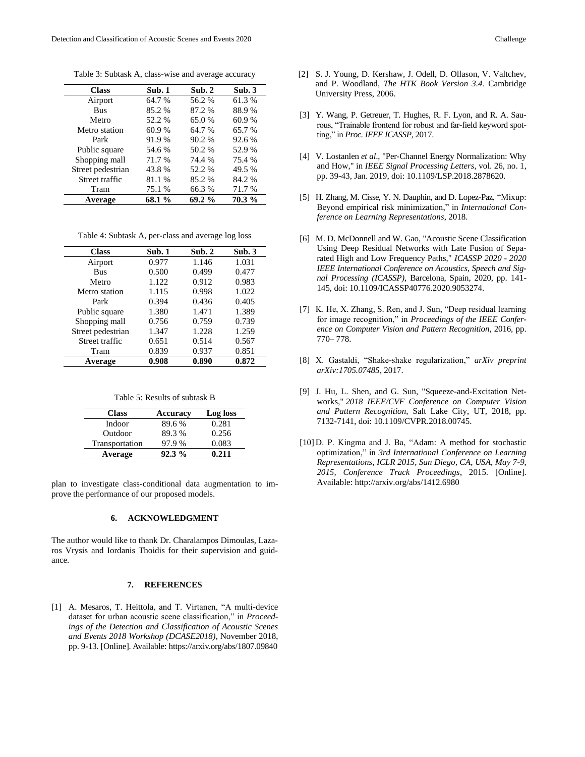Table 3: Subtask A, class-wise and average accuracy

| Class | Sub. 1 | Sub. 2 | Sub. 3 |
|---|---|---|---|
| Airport | 64.7 % | 56.2 % | 61.3 % |
| Bus | 85.2 % | 87.2 % | 88.9 % |
| Metro | 52.2 % | 65.0 % | 60.9 % |
| Metro station | 60.9 % | 64.7 % | 65.7 % |
| Park | 91.9 % | 90.2 % | 92.6 % |
| Public square | 54.6 % | 50.2 % | 52.9 % |
| Shopping mall | 71.7 % | 74.4 % | 75.4 % |
| Street pedestrian | 43.8 % | 52.2 % | 49.5 % |
| Street traffic | 81.1 % | 85.2 % | 84.2 % |
| Tram | 75.1 % | 66.3 % | 71.7 % |
| **Average** | **68.1 %** | **69.2 %** | **70.3 %** |

Table 4: Subtask A, per-class and average log loss

| Class | Sub. 1 | Sub. 2 | Sub. 3 |
|---|---|---|---|
| Airport | 0.977 | 1.146 | 1.031 |
| Bus | 0.500 | 0.499 | 0.477 |
| Metro | 1.122 | 0.912 | 0.983 |
| Metro station | 1.115 | 0.998 | 1.022 |
| Park | 0.394 | 0.436 | 0.405 |
| Public square | 1.380 | 1.471 | 1.389 |
| Shopping mall | 0.756 | 0.759 | 0.739 |
| Street pedestrian | 1.347 | 1.228 | 1.259 |
| Street traffic | 0.651 | 0.514 | 0.567 |
| Tram | 0.839 | 0.937 | 0.851 |
| **Average** | **0.908** | **0.890** | **0.872** |

Table 5: Results of subtask B

| Class | Accuracy | Log loss |
|---|---|---|
| Indoor | 89.6 % | 0.281 |
| Outdoor | 89.3 % | 0.256 |
| Transportation | 97.9 % | 0.083 |
| **Average** | **92.3 %** | **0.211** |

plan to investigate class-conditional data augmentation to improve the performance of our proposed models.

## 6. ACKNOWLEDGMENT

The author would like to thank Dr. Charalampos Dimoulas, Lazaros Vrysis and Iordanis Thoidis for their supervision and guidance.

## 7. REFERENCES

[1] A. Mesaros, T. Heittola, and T. Virtanen, "A multi-device dataset for urban acoustic scene classification," in *Proceedings of the Detection and Classification of Acoustic Scenes and Events 2018 Workshop (DCASE2018)*, November 2018, pp. 9-13. [Online]. Available: https://arxiv.org/abs/1807.09840

[2] S. J. Young, D. Kershaw, J. Odell, D. Ollason, V. Valtchev, and P. Woodland, *The HTK Book Version 3.4*. Cambridge University Press, 2006.

[3] Y. Wang, P. Getreuer, T. Hughes, R. F. Lyon, and R. A. Saurous, "Trainable frontend for robust and far-field keyword spotting," in *Proc. IEEE ICASSP*, 2017.

[4] V. Lostanlen *et al*., "Per-Channel Energy Normalization: Why and How," in *IEEE Signal Processing Letters*, vol. 26, no. 1, pp. 39-43, Jan. 2019, doi: 10.1109/LSP.2018.2878620.

[5] H. Zhang, M. Cisse, Y. N. Dauphin, and D. Lopez-Paz, "Mixup: Beyond empirical risk minimization," in *International Conference on Learning Representations*, 2018.

[6] M. D. McDonnell and W. Gao, "Acoustic Scene Classification Using Deep Residual Networks with Late Fusion of Separated High and Low Frequency Paths," *ICASSP 2020 - 2020 IEEE International Conference on Acoustics, Speech and Signal Processing (ICASSP)*, Barcelona, Spain, 2020, pp. 141-145, doi: 10.1109/ICASSP40776.2020.9053274.

[7] K. He, X. Zhang, S. Ren, and J. Sun, "Deep residual learning for image recognition," in *Proceedings of the IEEE Conference on Computer Vision and Pattern Recognition*, 2016, pp. 770– 778.

[8] X. Gastaldi, "Shake-shake regularization," *arXiv preprint arXiv:1705.07485*, 2017.

[9] J. Hu, L. Shen, and G. Sun, "Squeeze-and-Excitation Networks," *2018 IEEE/CVF Conference on Computer Vision and Pattern Recognition*, Salt Lake City, UT, 2018, pp. 7132-7141, doi: 10.1109/CVPR.2018.00745.

[10] D. P. Kingma and J. Ba, "Adam: A method for stochastic optimization," in *3rd International Conference on Learning Representations, ICLR 2015, San Diego, CA, USA, May 7-9, 2015, Conference Track Proceedings*, 2015. [Online]. Available: http://arxiv.org/abs/1412.6980